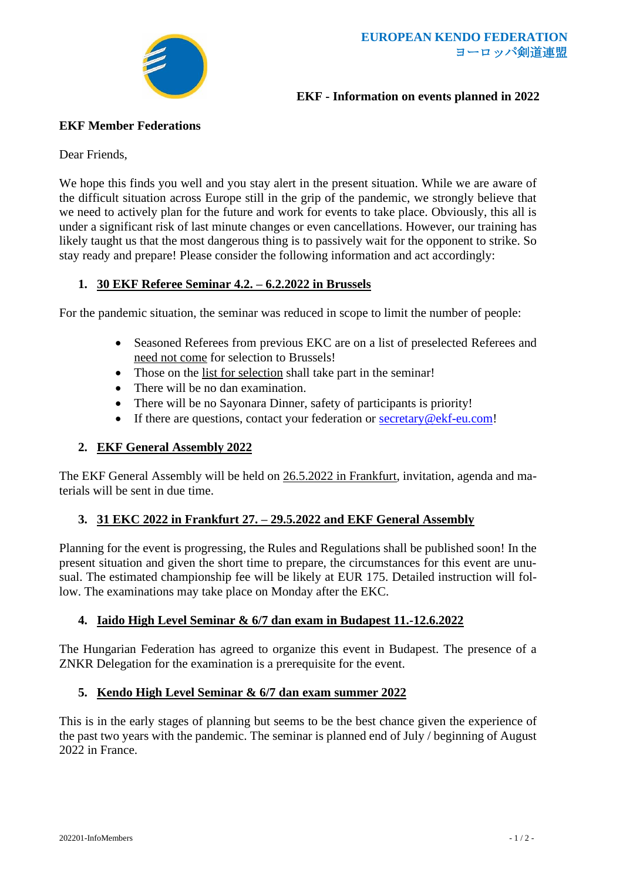**EUROPEAN KENDO FEDERATION**
**ヨーロッパ剣道連盟**

**EKF - Information on events planned in 2022**

**EKF Member Federations**

Dear Friends,

We hope this finds you well and you stay alert in the present situation. While we are aware of the difficult situation across Europe still in the grip of the pandemic, we strongly believe that we need to actively plan for the future and work for events to take place. Obviously, this all is under a significant risk of last minute changes or even cancellations. However, our training has likely taught us that the most dangerous thing is to passively wait for the opponent to strike. So stay ready and prepare! Please consider the following information and act accordingly:

## 1. 30 EKF Referee Seminar 4.2. – 6.2.2022 in Brussels

For the pandemic situation, the seminar was reduced in scope to limit the number of people:

- Seasoned Referees from previous EKC are on a list of preselected Referees and need not come for selection to Brussels!
- Those on the list for selection shall take part in the seminar!
- There will be no dan examination.
- There will be no Sayonara Dinner, safety of participants is priority!
- If there are questions, contact your federation or secretary@ekf-eu.com!

## 2. EKF General Assembly 2022

The EKF General Assembly will be held on 26.5.2022 in Frankfurt, invitation, agenda and materials will be sent in due time.

## 3. 31 EKC 2022 in Frankfurt 27. – 29.5.2022 and EKF General Assembly

Planning for the event is progressing, the Rules and Regulations shall be published soon! In the present situation and given the short time to prepare, the circumstances for this event are unusual. The estimated championship fee will be likely at EUR 175. Detailed instruction will follow. The examinations may take place on Monday after the EKC.

## 4. Iaido High Level Seminar & 6/7 dan exam in Budapest 11.-12.6.2022

The Hungarian Federation has agreed to organize this event in Budapest. The presence of a ZNKR Delegation for the examination is a prerequisite for the event.

## 5. Kendo High Level Seminar & 6/7 dan exam summer 2022

This is in the early stages of planning but seems to be the best chance given the experience of the past two years with the pandemic. The seminar is planned end of July / beginning of August 2022 in France.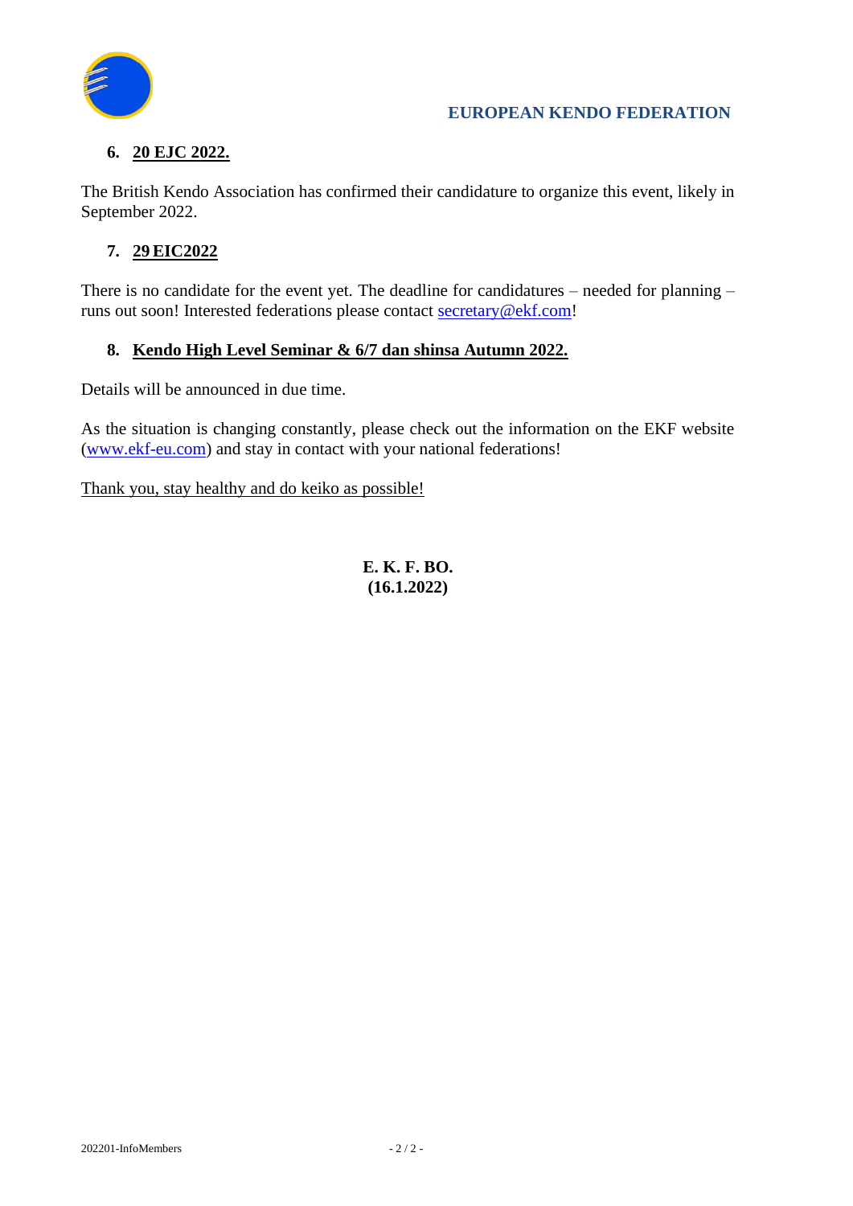### 6. 20 EJC 2022.

The British Kendo Association has confirmed their candidature to organize this event, likely in September 2022.

### 7. 29 EIC2022

There is no candidate for the event yet. The deadline for candidatures – needed for planning – runs out soon! Interested federations please contact secretary@ekf.com!

### 8. Kendo High Level Seminar & 6/7 dan shinsa Autumn 2022.

Details will be announced in due time.

As the situation is changing constantly, please check out the information on the EKF website (www.ekf-eu.com) and stay in contact with your national federations!

Thank you, stay healthy and do keiko as possible!

**E. K. F. BO.**
**(16.1.2022)**